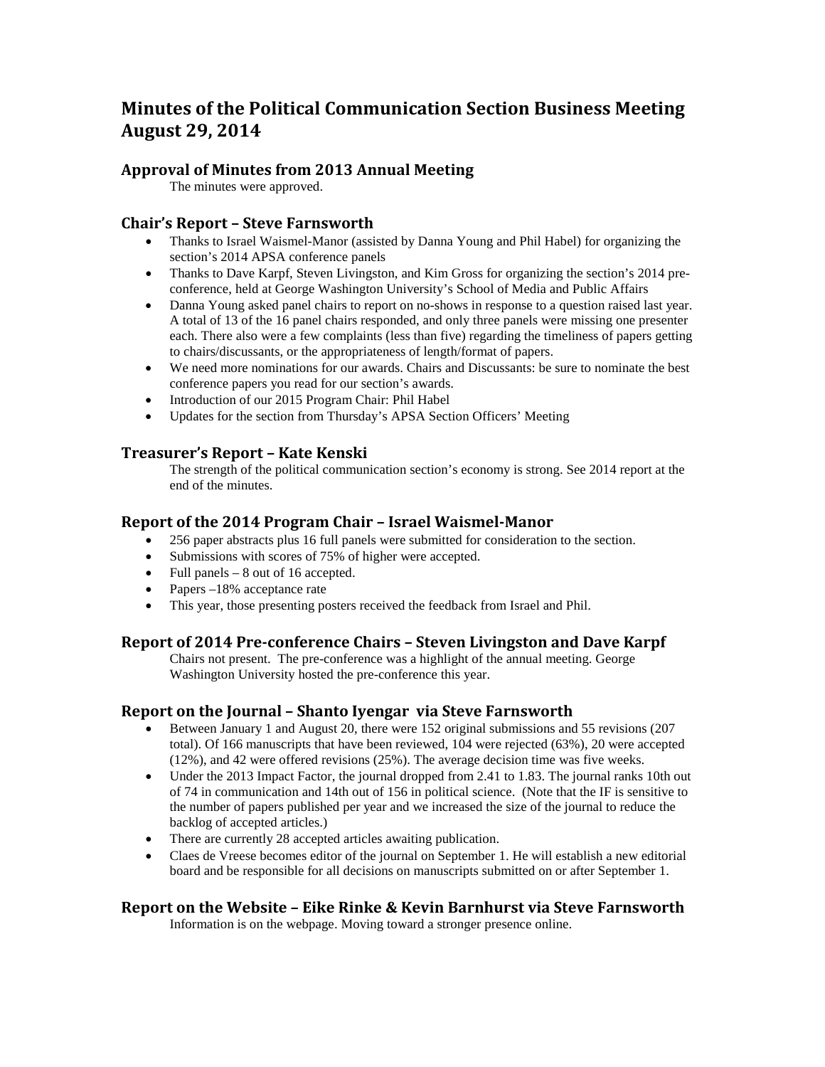# Minutes of the Political Communication Section Business Meeting August 29, 2014

## Approval of Minutes from 2013 Annual Meeting

The minutes were approved.

## Chair's Report – Steve Farnsworth

- Thanks to Israel Waismel-Manor (assisted by Danna Young and Phil Habel) for organizing the section's 2014 APSA conference panels
- Thanks to Dave Karpf, Steven Livingston, and Kim Gross for organizing the section's 2014 pre-conference, held at George Washington University's School of Media and Public Affairs
- Danna Young asked panel chairs to report on no-shows in response to a question raised last year. A total of 13 of the 16 panel chairs responded, and only three panels were missing one presenter each. There also were a few complaints (less than five) regarding the timeliness of papers getting to chairs/discussants, or the appropriateness of length/format of papers.
- We need more nominations for our awards. Chairs and Discussants: be sure to nominate the best conference papers you read for our section's awards.
- Introduction of our 2015 Program Chair: Phil Habel
- Updates for the section from Thursday's APSA Section Officers' Meeting

## Treasurer's Report – Kate Kenski

The strength of the political communication section's economy is strong. See 2014 report at the end of the minutes.

## Report of the 2014 Program Chair – Israel Waismel-Manor

- 256 paper abstracts plus 16 full panels were submitted for consideration to the section.
- Submissions with scores of 75% of higher were accepted.
- Full panels – 8 out of 16 accepted.
- Papers –18% acceptance rate
- This year, those presenting posters received the feedback from Israel and Phil.

## Report of 2014 Pre-conference Chairs – Steven Livingston and Dave Karpf

Chairs not present. The pre-conference was a highlight of the annual meeting. George Washington University hosted the pre-conference this year.

## Report on the Journal – Shanto Iyengar via Steve Farnsworth

- Between January 1 and August 20, there were 152 original submissions and 55 revisions (207 total). Of 166 manuscripts that have been reviewed, 104 were rejected (63%), 20 were accepted (12%), and 42 were offered revisions (25%). The average decision time was five weeks.
- Under the 2013 Impact Factor, the journal dropped from 2.41 to 1.83. The journal ranks 10th out of 74 in communication and 14th out of 156 in political science. (Note that the IF is sensitive to the number of papers published per year and we increased the size of the journal to reduce the backlog of accepted articles.)
- There are currently 28 accepted articles awaiting publication.
- Claes de Vreese becomes editor of the journal on September 1. He will establish a new editorial board and be responsible for all decisions on manuscripts submitted on or after September 1.

## Report on the Website – Eike Rinke & Kevin Barnhurst via Steve Farnsworth

Information is on the webpage. Moving toward a stronger presence online.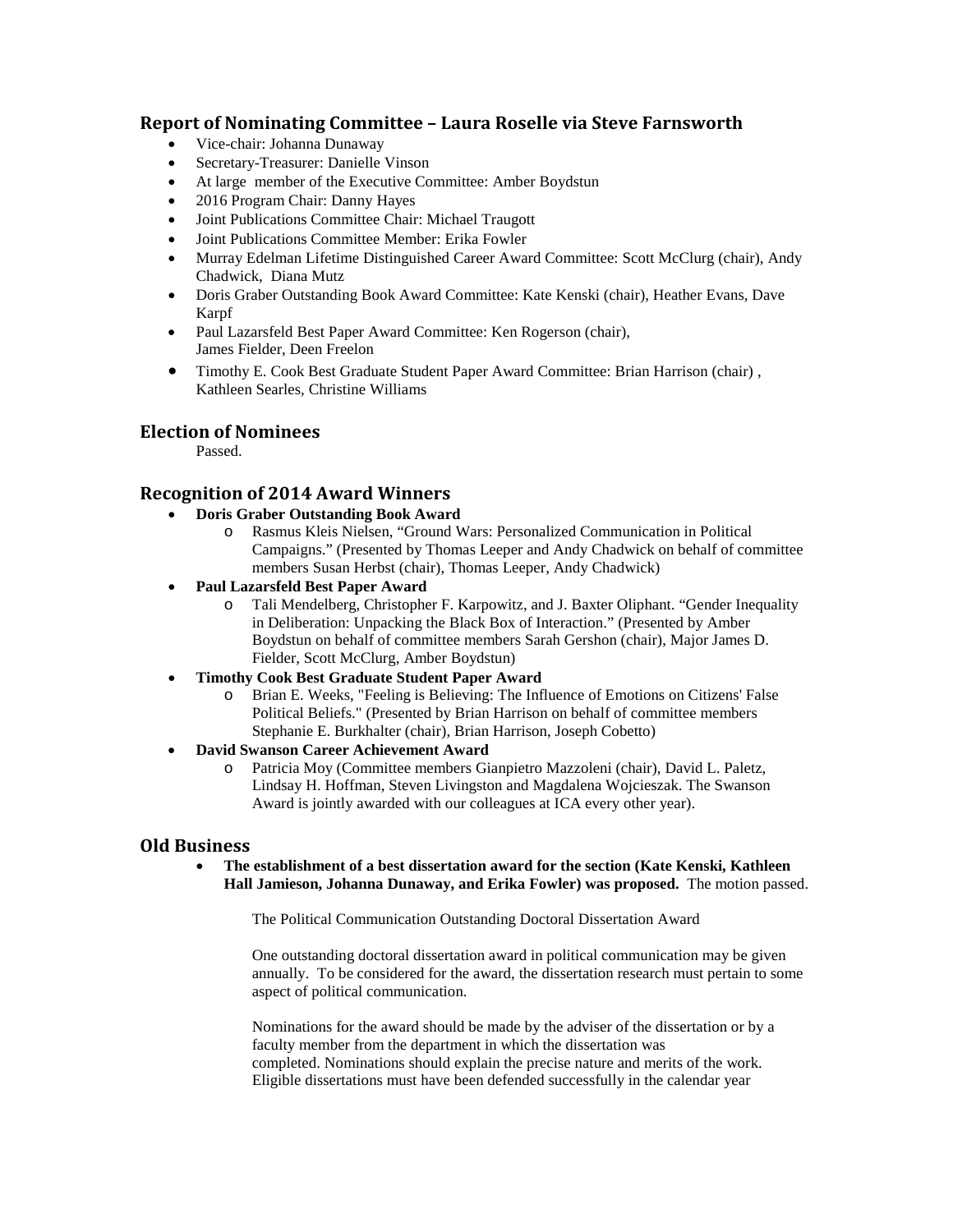## Report of Nominating Committee – Laura Roselle via Steve Farnsworth

- Vice-chair: Johanna Dunaway
- Secretary-Treasurer: Danielle Vinson
- At large member of the Executive Committee: Amber Boydstun
- 2016 Program Chair: Danny Hayes
- Joint Publications Committee Chair: Michael Traugott
- Joint Publications Committee Member: Erika Fowler
- Murray Edelman Lifetime Distinguished Career Award Committee: Scott McClurg (chair), Andy Chadwick, Diana Mutz
- Doris Graber Outstanding Book Award Committee: Kate Kenski (chair), Heather Evans, Dave Karpf
- Paul Lazarsfeld Best Paper Award Committee: Ken Rogerson (chair), James Fielder, Deen Freelon
- Timothy E. Cook Best Graduate Student Paper Award Committee: Brian Harrison (chair) , Kathleen Searles, Christine Williams

## Election of Nominees

Passed.

## Recognition of 2014 Award Winners

- **Doris Graber Outstanding Book Award**
  - Rasmus Kleis Nielsen, "Ground Wars: Personalized Communication in Political Campaigns." (Presented by Thomas Leeper and Andy Chadwick on behalf of committee members Susan Herbst (chair), Thomas Leeper, Andy Chadwick)
- **Paul Lazarsfeld Best Paper Award**
  - Tali Mendelberg, Christopher F. Karpowitz, and J. Baxter Oliphant. "Gender Inequality in Deliberation: Unpacking the Black Box of Interaction." (Presented by Amber Boydstun on behalf of committee members Sarah Gershon (chair), Major James D. Fielder, Scott McClurg, Amber Boydstun)
- **Timothy Cook Best Graduate Student Paper Award**
  - Brian E. Weeks, "Feeling is Believing: The Influence of Emotions on Citizens' False Political Beliefs." (Presented by Brian Harrison on behalf of committee members Stephanie E. Burkhalter (chair), Brian Harrison, Joseph Cobetto)
- **David Swanson Career Achievement Award**
  - Patricia Moy (Committee members Gianpietro Mazzoleni (chair), David L. Paletz, Lindsay H. Hoffman, Steven Livingston and Magdalena Wojcieszak. The Swanson Award is jointly awarded with our colleagues at ICA every other year).

## Old Business

- **The establishment of a best dissertation award for the section (Kate Kenski, Kathleen Hall Jamieson, Johanna Dunaway, and Erika Fowler) was proposed.** The motion passed.

  The Political Communication Outstanding Doctoral Dissertation Award

  One outstanding doctoral dissertation award in political communication may be given annually. To be considered for the award, the dissertation research must pertain to some aspect of political communication.

  Nominations for the award should be made by the adviser of the dissertation or by a faculty member from the department in which the dissertation was completed. Nominations should explain the precise nature and merits of the work. Eligible dissertations must have been defended successfully in the calendar year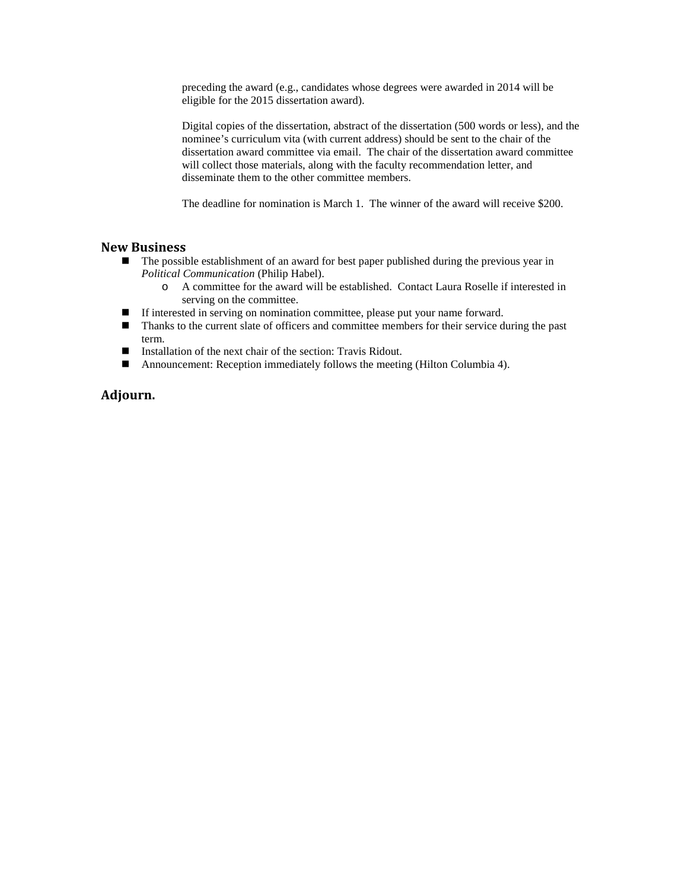preceding the award (e.g., candidates whose degrees were awarded in 2014 will be eligible for the 2015 dissertation award).

Digital copies of the dissertation, abstract of the dissertation (500 words or less), and the nominee's curriculum vita (with current address) should be sent to the chair of the dissertation award committee via email. The chair of the dissertation award committee will collect those materials, along with the faculty recommendation letter, and disseminate them to the other committee members.

The deadline for nomination is March 1. The winner of the award will receive $200.

## New Business

- The possible establishment of an award for best paper published during the previous year in *Political Communication* (Philip Habel).
  - A committee for the award will be established. Contact Laura Roselle if interested in serving on the committee.
- If interested in serving on nomination committee, please put your name forward.
- Thanks to the current slate of officers and committee members for their service during the past term.
- Installation of the next chair of the section: Travis Ridout.
- Announcement: Reception immediately follows the meeting (Hilton Columbia 4).

## Adjourn.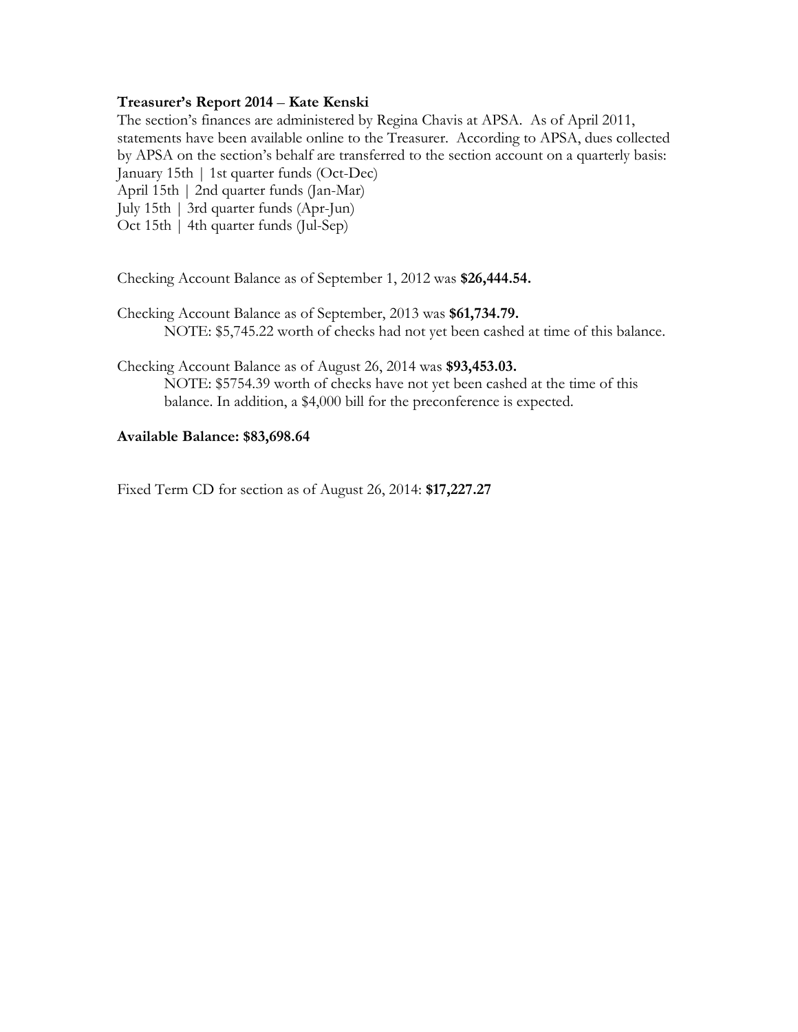**Treasurer's Report 2014 – Kate Kenski**

The section's finances are administered by Regina Chavis at APSA. As of April 2011, statements have been available online to the Treasurer. According to APSA, dues collected by APSA on the section's behalf are transferred to the section account on a quarterly basis:
January 15th | 1st quarter funds (Oct-Dec)
April 15th | 2nd quarter funds (Jan-Mar)
July 15th | 3rd quarter funds (Apr-Jun)
Oct 15th | 4th quarter funds (Jul-Sep)

Checking Account Balance as of September 1, 2012 was **$26,444.54.**

Checking Account Balance as of September, 2013 was **$61,734.79.**
NOTE: $5,745.22 worth of checks had not yet been cashed at time of this balance.

Checking Account Balance as of August 26, 2014 was **$93,453.03.**
NOTE: $5754.39 worth of checks have not yet been cashed at the time of this balance. In addition, a $4,000 bill for the preconference is expected.

**Available Balance: $83,698.64**

Fixed Term CD for section as of August 26, 2014: **$17,227.27**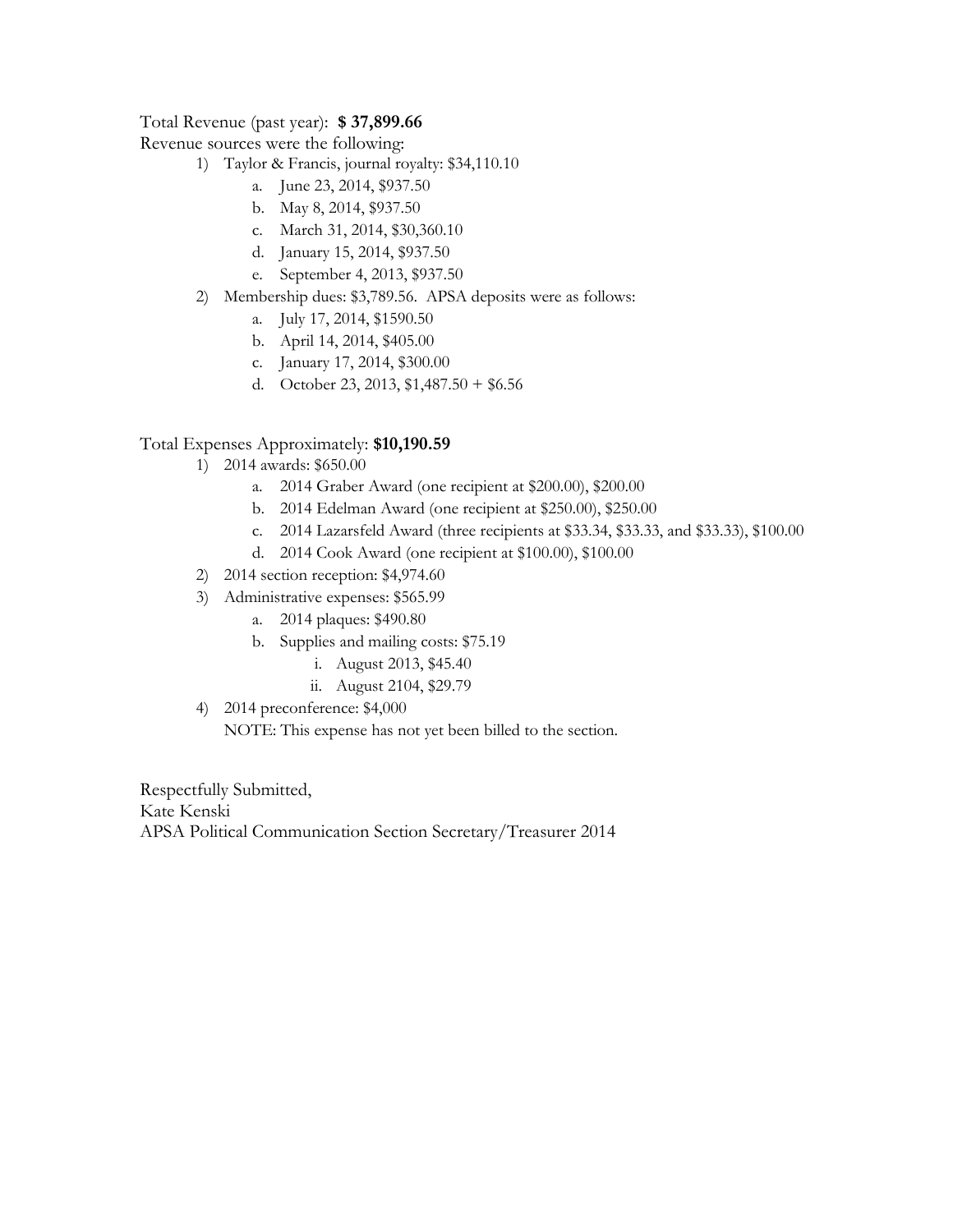Total Revenue (past year): **$ 37,899.66**

Revenue sources were the following:

1) Taylor & Francis, journal royalty: $34,110.10
    a. June 23, 2014, $937.50
    b. May 8, 2014, $937.50
    c. March 31, 2014, $30,360.10
    d. January 15, 2014, $937.50
    e. September 4, 2013, $937.50
2) Membership dues: $3,789.56. APSA deposits were as follows:
    a. July 17, 2014, $1590.50
    b. April 14, 2014, $405.00
    c. January 17, 2014, $300.00
    d. October 23, 2013, $1,487.50 + $6.56

Total Expenses Approximately: **$10,190.59**

1) 2014 awards: $650.00
    a. 2014 Graber Award (one recipient at $200.00), $200.00
    b. 2014 Edelman Award (one recipient at $250.00), $250.00
    c. 2014 Lazarsfeld Award (three recipients at $33.34, $33.33, and $33.33), $100.00
    d. 2014 Cook Award (one recipient at $100.00), $100.00
2) 2014 section reception: $4,974.60
3) Administrative expenses: $565.99
    a. 2014 plaques: $490.80
    b. Supplies and mailing costs: $75.19
        i. August 2013, $45.40
        ii. August 2104, $29.79
4) 2014 preconference: $4,000

    NOTE: This expense has not yet been billed to the section.

Respectfully Submitted,

Kate Kenski

APSA Political Communication Section Secretary/Treasurer 2014